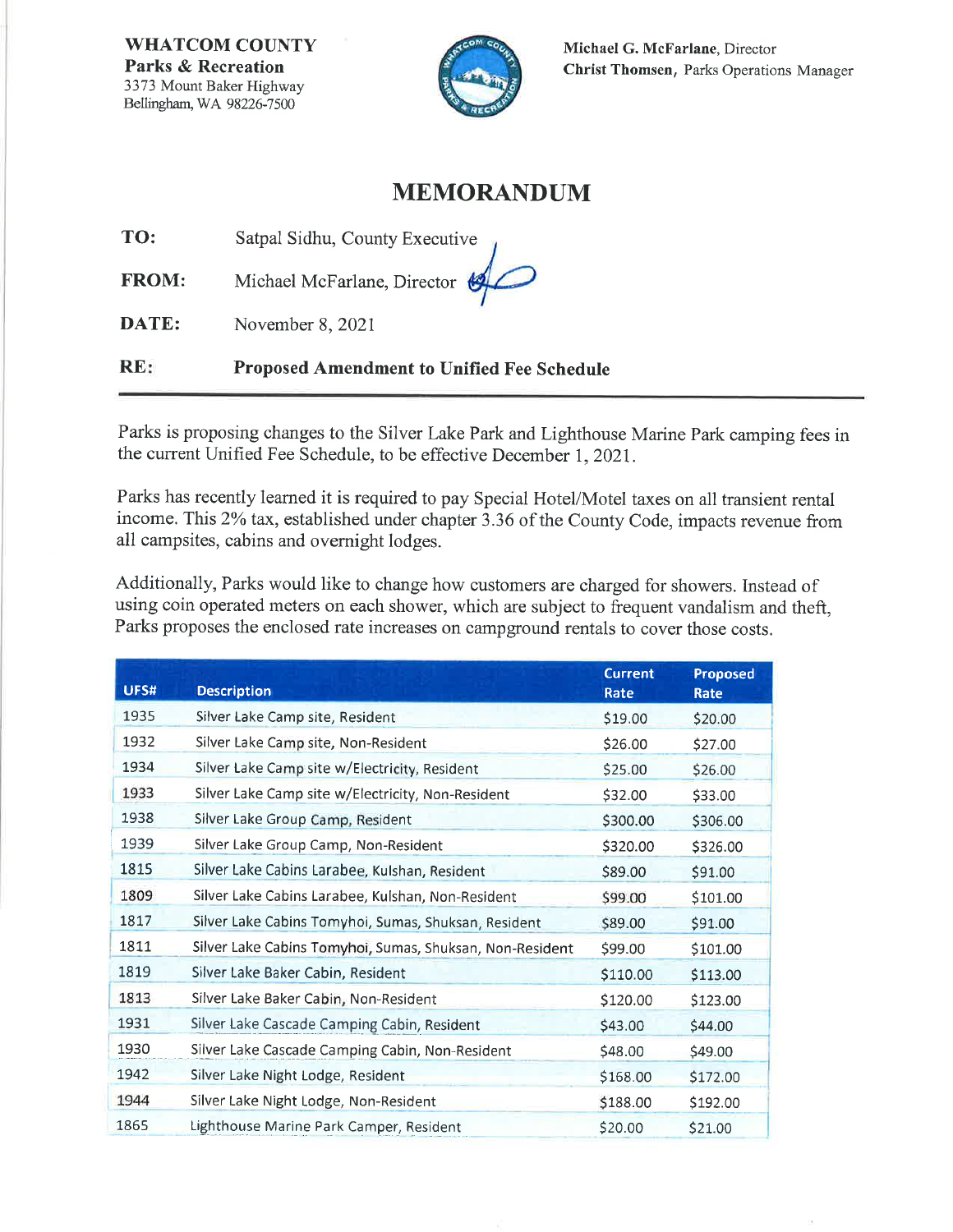**WHATCOM COUNTY**
**Parks & Recreation**
3373 Mount Baker Highway
Bellingham, WA 98226-7500

**Michael G. McFarlane**, Director
**Christ Thomsen**, Parks Operations Manager

# MEMORANDUM

**TO:** Satpal Sidhu, County Executive

**FROM:** Michael McFarlane, Director

**DATE:** November 8, 2021

**RE:** **Proposed Amendment to Unified Fee Schedule**

---

Parks is proposing changes to the Silver Lake Park and Lighthouse Marine Park camping fees in the current Unified Fee Schedule, to be effective December 1, 2021.

Parks has recently learned it is required to pay Special Hotel/Motel taxes on all transient rental income. This 2% tax, established under chapter 3.36 of the County Code, impacts revenue from all campsites, cabins and overnight lodges.

Additionally, Parks would like to change how customers are charged for showers. Instead of using coin operated meters on each shower, which are subject to frequent vandalism and theft, Parks proposes the enclosed rate increases on campground rentals to cover those costs.

| UFS# | Description | Current Rate | Proposed Rate |
|---|---|---|---|
| 1935 | Silver Lake Camp site, Resident | $19.00 | $20.00 |
| 1932 | Silver Lake Camp site, Non-Resident | $26.00 | $27.00 |
| 1934 | Silver Lake Camp site w/Electricity, Resident | $25.00 | $26.00 |
| 1933 | Silver Lake Camp site w/Electricity, Non-Resident | $32.00 | $33.00 |
| 1938 | Silver Lake Group Camp, Resident | $300.00 | $306.00 |
| 1939 | Silver Lake Group Camp, Non-Resident | $320.00 | $326.00 |
| 1815 | Silver Lake Cabins Larabee, Kulshan, Resident | $89.00 | $91.00 |
| 1809 | Silver Lake Cabins Larabee, Kulshan, Non-Resident | $99.00 | $101.00 |
| 1817 | Silver Lake Cabins Tomyhoi, Sumas, Shuksan, Resident | $89.00 | $91.00 |
| 1811 | Silver Lake Cabins Tomyhoi, Sumas, Shuksan, Non-Resident | $99.00 | $101.00 |
| 1819 | Silver Lake Baker Cabin, Resident | $110.00 | $113.00 |
| 1813 | Silver Lake Baker Cabin, Non-Resident | $120.00 | $123.00 |
| 1931 | Silver Lake Cascade Camping Cabin, Resident | $43.00 | $44.00 |
| 1930 | Silver Lake Cascade Camping Cabin, Non-Resident | $48.00 | $49.00 |
| 1942 | Silver Lake Night Lodge, Resident | $168.00 | $172.00 |
| 1944 | Silver Lake Night Lodge, Non-Resident | $188.00 | $192.00 |
| 1865 | Lighthouse Marine Park Camper, Resident | $20.00 | $21.00 |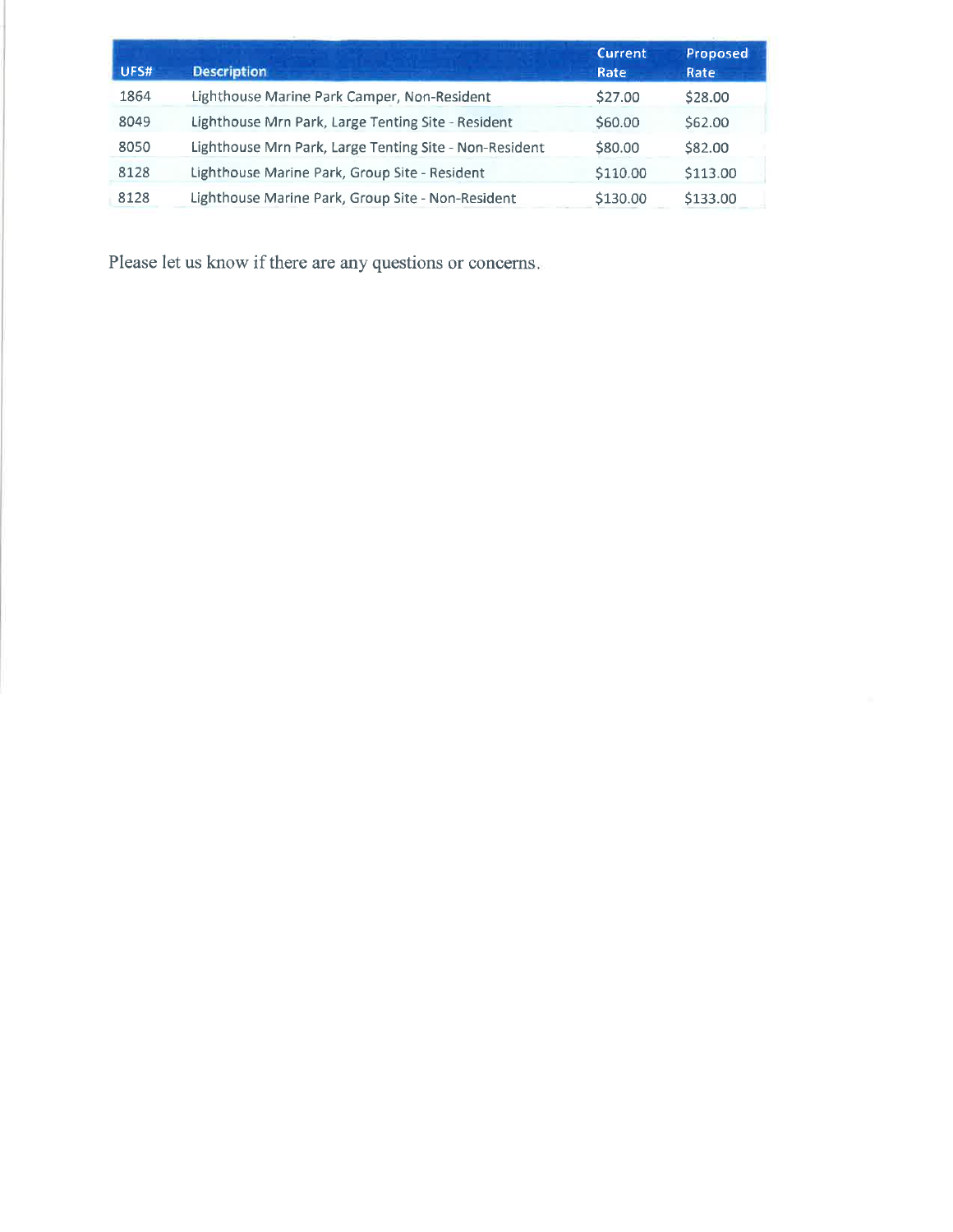| UFS# | Description | Current Rate | Proposed Rate |
|---|---|---|---|
| 1864 | Lighthouse Marine Park Camper, Non-Resident | $27.00 | $28.00 |
| 8049 | Lighthouse Mrn Park, Large Tenting Site - Resident | $60.00 | $62.00 |
| 8050 | Lighthouse Mrn Park, Large Tenting Site - Non-Resident | $80.00 | $82.00 |
| 8128 | Lighthouse Marine Park, Group Site - Resident | $110.00 | $113.00 |
| 8128 | Lighthouse Marine Park, Group Site - Non-Resident | $130.00 | $133.00 |

Please let us know if there are any questions or concerns.